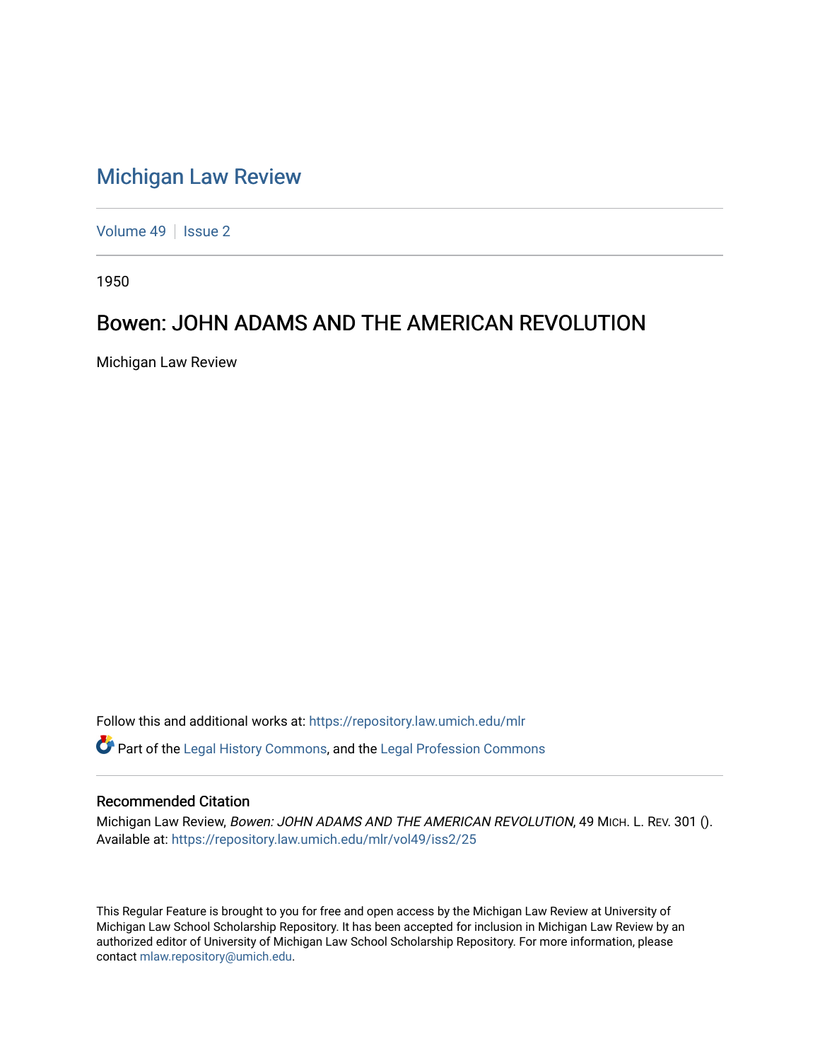# Michigan Law Review

Volume 49 | Issue 2

1950

## Bowen: JOHN ADAMS AND THE AMERICAN REVOLUTION

Michigan Law Review

Follow this and additional works at: https://repository.law.umich.edu/mlr

Part of the Legal History Commons, and the Legal Profession Commons

### Recommended Citation

Michigan Law Review, *Bowen: JOHN ADAMS AND THE AMERICAN REVOLUTION*, 49 MICH. L. REV. 301 ().
Available at: https://repository.law.umich.edu/mlr/vol49/iss2/25

This Regular Feature is brought to you for free and open access by the Michigan Law Review at University of Michigan Law School Scholarship Repository. It has been accepted for inclusion in Michigan Law Review by an authorized editor of University of Michigan Law School Scholarship Repository. For more information, please contact mlaw.repository@umich.edu.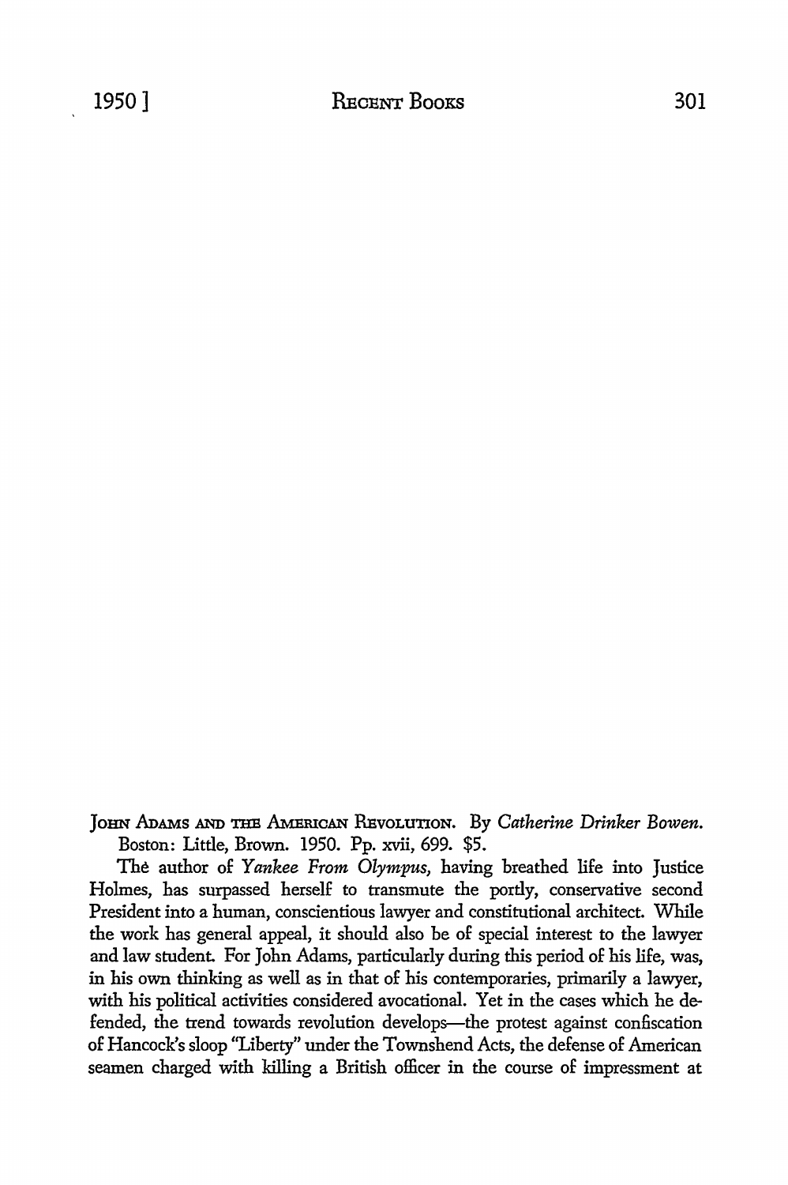JOHN ADAMS AND THE AMERICAN REVOLUTION. By *Catherine Drinker Bowen.* Boston: Little, Brown. 1950. Pp. xvii, 699. $5.

The author of *Yankee From Olympus,* having breathed life into Justice Holmes, has surpassed herself to transmute the portly, conservative second President into a human, conscientious lawyer and constitutional architect. While the work has general appeal, it should also be of special interest to the lawyer and law student. For John Adams, particularly during this period of his life, was, in his own thinking as well as in that of his contemporaries, primarily a lawyer, with his political activities considered avocational. Yet in the cases which he defended, the trend towards revolution develops—the protest against confiscation of Hancock's sloop "Liberty" under the Townshend Acts, the defense of American seamen charged with killing a British officer in the course of impressment at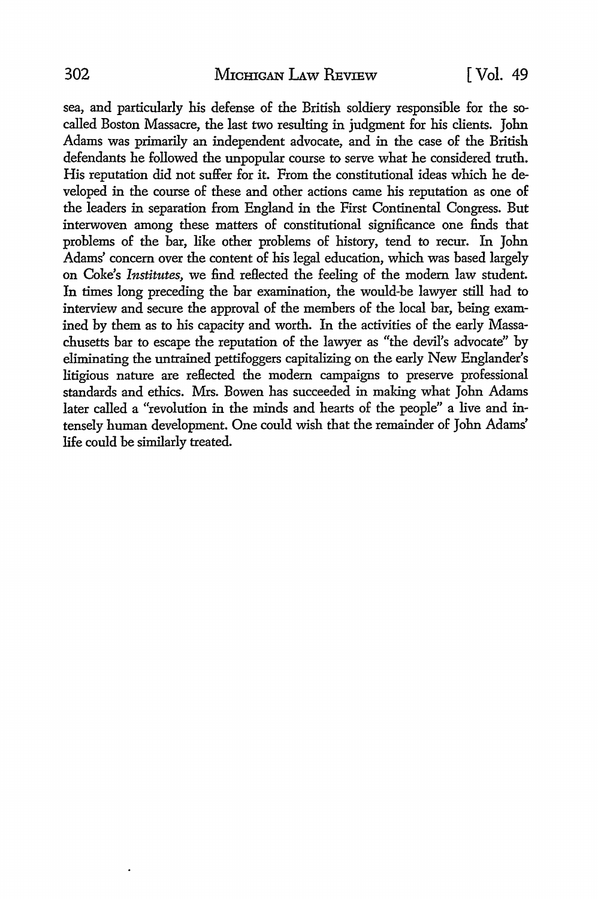sea, and particularly his defense of the British soldiery responsible for the so-called Boston Massacre, the last two resulting in judgment for his clients. John Adams was primarily an independent advocate, and in the case of the British defendants he followed the unpopular course to serve what he considered truth. His reputation did not suffer for it. From the constitutional ideas which he developed in the course of these and other actions came his reputation as one of the leaders in separation from England in the First Continental Congress. But interwoven among these matters of constitutional significance one finds that problems of the bar, like other problems of history, tend to recur. In John Adams' concern over the content of his legal education, which was based largely on Coke's *Institutes,* we find reflected the feeling of the modern law student. In times long preceding the bar examination, the would-be lawyer still had to interview and secure the approval of the members of the local bar, being examined by them as to his capacity and worth. In the activities of the early Massachusetts bar to escape the reputation of the lawyer as "the devil's advocate" by eliminating the untrained pettifoggers capitalizing on the early New Englander's litigious nature are reflected the modern campaigns to preserve professional standards and ethics. Mrs. Bowen has succeeded in making what John Adams later called a "revolution in the minds and hearts of the people" a live and intensely human development. One could wish that the remainder of John Adams' life could be similarly treated.